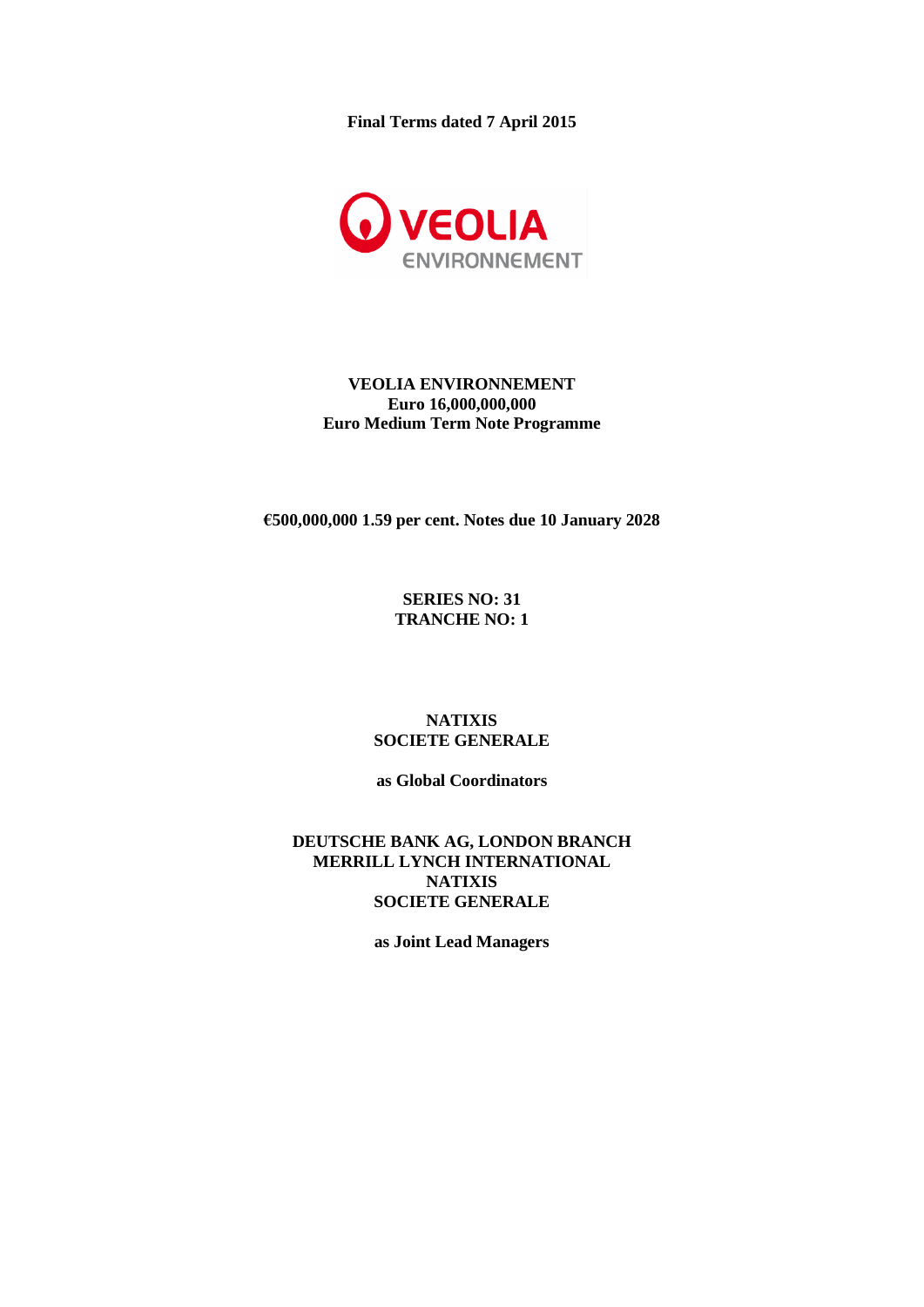**Final Terms dated 7 April 2015**

VEOLIA ENVIRONNEMENT

**VEOLIA ENVIRONNEMENT**
**Euro 16,000,000,000**
**Euro Medium Term Note Programme**

**€500,000,000 1.59 per cent. Notes due 10 January 2028**

**SERIES NO: 31**
**TRANCHE NO: 1**

**NATIXIS**
**SOCIETE GENERALE**

**as Global Coordinators**

**DEUTSCHE BANK AG, LONDON BRANCH**
**MERRILL LYNCH INTERNATIONAL**
**NATIXIS**
**SOCIETE GENERALE**

**as Joint Lead Managers**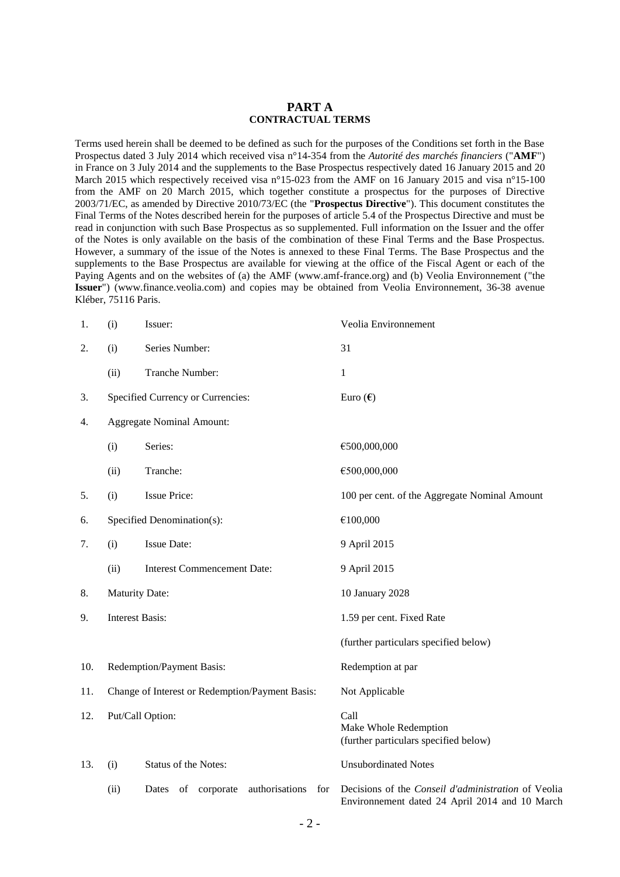# PART A
## CONTRACTUAL TERMS

Terms used herein shall be deemed to be defined as such for the purposes of the Conditions set forth in the Base Prospectus dated 3 July 2014 which received visa n°14-354 from the *Autorité des marchés financiers* ("**AMF**") in France on 3 July 2014 and the supplements to the Base Prospectus respectively dated 16 January 2015 and 20 March 2015 which respectively received visa n°15-023 from the AMF on 16 January 2015 and visa n°15-100 from the AMF on 20 March 2015, which together constitute a prospectus for the purposes of Directive 2003/71/EC, as amended by Directive 2010/73/EC (the "**Prospectus Directive**"). This document constitutes the Final Terms of the Notes described herein for the purposes of article 5.4 of the Prospectus Directive and must be read in conjunction with such Base Prospectus as so supplemented. Full information on the Issuer and the offer of the Notes is only available on the basis of the combination of these Final Terms and the Base Prospectus. However, a summary of the issue of the Notes is annexed to these Final Terms. The Base Prospectus and the supplements to the Base Prospectus are available for viewing at the office of the Fiscal Agent or each of the Paying Agents and on the websites of (a) the AMF (www.amf-france.org) and (b) Veolia Environnement ("the **Issuer**") (www.finance.veolia.com) and copies may be obtained from Veolia Environnement, 36-38 avenue Kléber, 75116 Paris.

| | | | |
|---|---|---|---|
| 1. | (i) | Issuer: | Veolia Environnement |
| 2. | (i) | Series Number: | 31 |
| | (ii) | Tranche Number: | 1 |
| 3. | | Specified Currency or Currencies: | Euro (€) |
| 4. | | Aggregate Nominal Amount: | |
| | (i) | Series: | €500,000,000 |
| | (ii) | Tranche: | €500,000,000 |
| 5. | (i) | Issue Price: | 100 per cent. of the Aggregate Nominal Amount |
| 6. | | Specified Denomination(s): | €100,000 |
| 7. | (i) | Issue Date: | 9 April 2015 |
| | (ii) | Interest Commencement Date: | 9 April 2015 |
| 8. | | Maturity Date: | 10 January 2028 |
| 9. | | Interest Basis: | 1.59 per cent. Fixed Rate<br><br>(further particulars specified below) |
| 10. | | Redemption/Payment Basis: | Redemption at par |
| 11. | | Change of Interest or Redemption/Payment Basis: | Not Applicable |
| 12. | | Put/Call Option: | Call<br>Make Whole Redemption<br>(further particulars specified below) |
| 13. | (i) | Status of the Notes: | Unsubordinated Notes |
| | (ii) | Dates of corporate authorisations for | Decisions of the *Conseil d'administration* of Veolia Environnement dated 24 April 2014 and 10 March |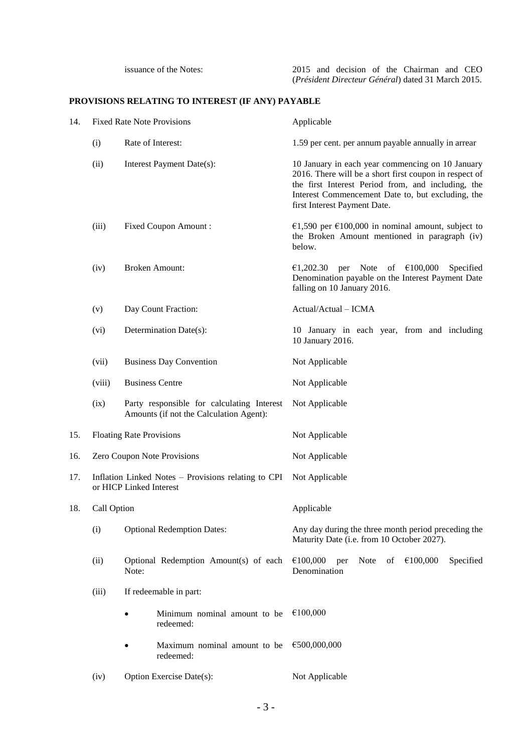| | | |
|---|---|---|
| | issuance of the Notes: | 2015 and decision of the Chairman and CEO (*Président Directeur Général*) dated 31 March 2015. |

**PROVISIONS RELATING TO INTEREST (IF ANY) PAYABLE**

| | | | |
|---|---|---|---|
| 14. | Fixed Rate Note Provisions | | Applicable |
| | (i) | Rate of Interest: | 1.59 per cent. per annum payable annually in arrear |
| | (ii) | Interest Payment Date(s): | 10 January in each year commencing on 10 January 2016. There will be a short first coupon in respect of the first Interest Period from, and including, the Interest Commencement Date to, but excluding, the first Interest Payment Date. |
| | (iii) | Fixed Coupon Amount : | €1,590 per €100,000 in nominal amount, subject to the Broken Amount mentioned in paragraph (iv) below. |
| | (iv) | Broken Amount: | €1,202.30 per Note of €100,000 Specified Denomination payable on the Interest Payment Date falling on 10 January 2016. |
| | (v) | Day Count Fraction: | Actual/Actual – ICMA |
| | (vi) | Determination Date(s): | 10 January in each year, from and including 10 January 2016. |
| | (vii) | Business Day Convention | Not Applicable |
| | (viii) | Business Centre | Not Applicable |
| | (ix) | Party responsible for calculating Interest Amounts (if not the Calculation Agent): | Not Applicable |
| 15. | Floating Rate Provisions | | Not Applicable |
| 16. | Zero Coupon Note Provisions | | Not Applicable |
| 17. | Inflation Linked Notes – Provisions relating to CPI or HICP Linked Interest | | Not Applicable |
| 18. | Call Option | | Applicable |
| | (i) | Optional Redemption Dates: | Any day during the three month period preceding the Maturity Date (i.e. from 10 October 2027). |
| | (ii) | Optional Redemption Amount(s) of each Note: | €100,000 per Note of €100,000 Specified Denomination |
| | (iii) | If redeemable in part: | |
| | | • Minimum nominal amount to be redeemed: | €100,000 |
| | | • Maximum nominal amount to be redeemed: | €500,000,000 |
| | (iv) | Option Exercise Date(s): | Not Applicable |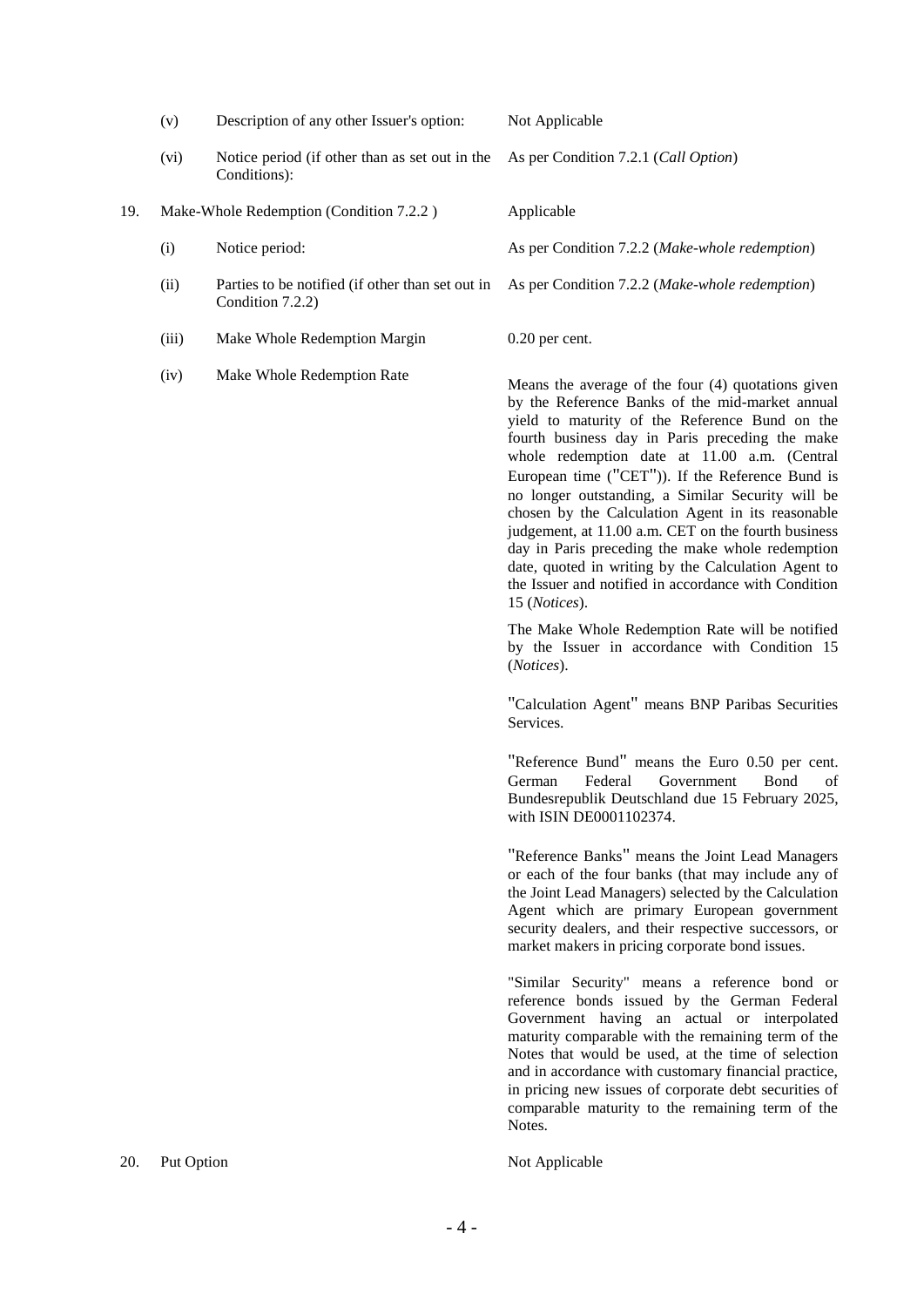| | | | |
|---|---|---|---|
| | (v) | Description of any other Issuer's option: | Not Applicable |
| | (vi) | Notice period (if other than as set out in the Conditions): | As per Condition 7.2.1 (*Call Option*) |
| 19. | Make-Whole Redemption (Condition 7.2.2 ) | | Applicable |
| | (i) | Notice period: | As per Condition 7.2.2 (*Make-whole redemption*) |
| | (ii) | Parties to be notified (if other than set out in Condition 7.2.2) | As per Condition 7.2.2 (*Make-whole redemption*) |
| | (iii) | Make Whole Redemption Margin | 0.20 per cent. |
| | (iv) | Make Whole Redemption Rate | Means the average of the four (4) quotations given by the Reference Banks of the mid-market annual yield to maturity of the Reference Bund on the fourth business day in Paris preceding the make whole redemption date at 11.00 a.m. (Central European time ("CET")). If the Reference Bund is no longer outstanding, a Similar Security will be chosen by the Calculation Agent in its reasonable judgement, at 11.00 a.m. CET on the fourth business day in Paris preceding the make whole redemption date, quoted in writing by the Calculation Agent to the Issuer and notified in accordance with Condition 15 (*Notices*).<br><br>The Make Whole Redemption Rate will be notified by the Issuer in accordance with Condition 15 (*Notices*).<br><br>"Calculation Agent" means BNP Paribas Securities Services.<br><br>"Reference Bund" means the Euro 0.50 per cent. German Federal Government Bond of Bundesrepublik Deutschland due 15 February 2025, with ISIN DE0001102374.<br><br>"Reference Banks" means the Joint Lead Managers or each of the four banks (that may include any of the Joint Lead Managers) selected by the Calculation Agent which are primary European government security dealers, and their respective successors, or market makers in pricing corporate bond issues.<br><br>"Similar Security" means a reference bond or reference bonds issued by the German Federal Government having an actual or interpolated maturity comparable with the remaining term of the Notes that would be used, at the time of selection and in accordance with customary financial practice, in pricing new issues of corporate debt securities of comparable maturity to the remaining term of the Notes. |
| 20. | Put Option | | Not Applicable |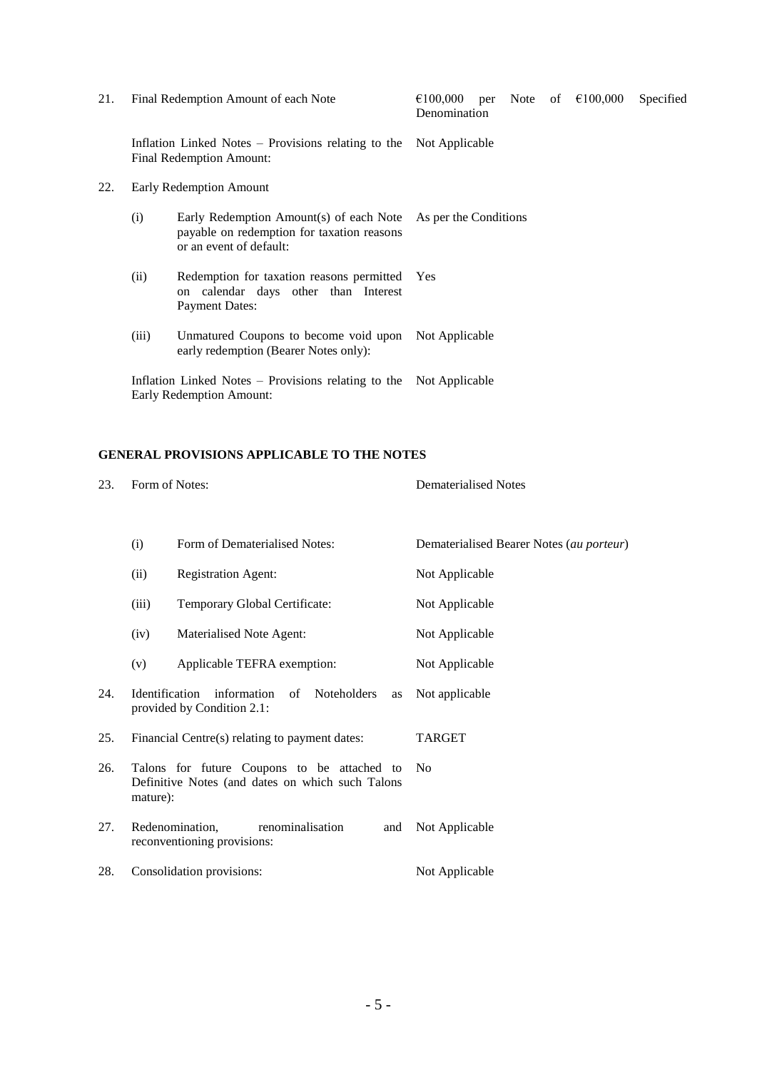| | | |
|---|---|---|
| 21. | Final Redemption Amount of each Note | €100,000 per Note of €100,000 Specified Denomination |
| | Inflation Linked Notes – Provisions relating to the Final Redemption Amount: | Not Applicable |
| 22. | Early Redemption Amount | |
| | (i) Early Redemption Amount(s) of each Note payable on redemption for taxation reasons or an event of default: | As per the Conditions |
| | (ii) Redemption for taxation reasons permitted on calendar days other than Interest Payment Dates: | Yes |
| | (iii) Unmatured Coupons to become void upon early redemption (Bearer Notes only): | Not Applicable |
| | Inflation Linked Notes – Provisions relating to the Early Redemption Amount: | Not Applicable |

**GENERAL PROVISIONS APPLICABLE TO THE NOTES**

| | | |
|---|---|---|
| 23. | Form of Notes: | Dematerialised Notes |
| | (i) Form of Dematerialised Notes: | Dematerialised Bearer Notes (*au porteur*) |
| | (ii) Registration Agent: | Not Applicable |
| | (iii) Temporary Global Certificate: | Not Applicable |
| | (iv) Materialised Note Agent: | Not Applicable |
| | (v) Applicable TEFRA exemption: | Not Applicable |
| 24. | Identification information of Noteholders as provided by Condition 2.1: | Not applicable |
| 25. | Financial Centre(s) relating to payment dates: | TARGET |
| 26. | Talons for future Coupons to be attached to Definitive Notes (and dates on which such Talons mature): | No |
| 27. | Redenomination, renominalisation and reconventioning provisions: | Not Applicable |
| 28. | Consolidation provisions: | Not Applicable |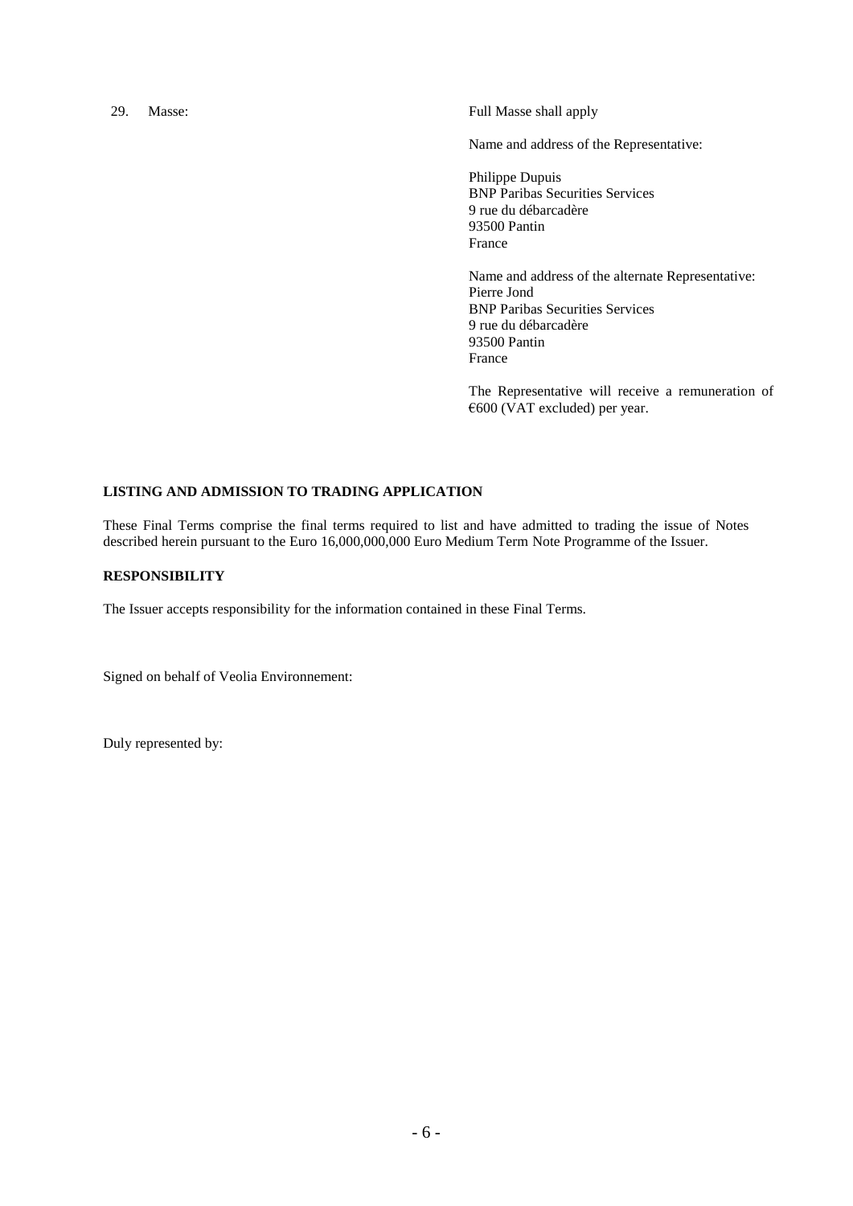| | | |
|---|---|---|
| 29. | Masse: | Full Masse shall apply<br><br>Name and address of the Representative:<br><br>Philippe Dupuis<br>BNP Paribas Securities Services<br>9 rue du débarcadère<br>93500 Pantin<br>France<br><br>Name and address of the alternate Representative:<br>Pierre Jond<br>BNP Paribas Securities Services<br>9 rue du débarcadère<br>93500 Pantin<br>France<br><br>The Representative will receive a remuneration of €600 (VAT excluded) per year. |

**LISTING AND ADMISSION TO TRADING APPLICATION**

These Final Terms comprise the final terms required to list and have admitted to trading the issue of Notes described herein pursuant to the Euro 16,000,000,000 Euro Medium Term Note Programme of the Issuer.

**RESPONSIBILITY**

The Issuer accepts responsibility for the information contained in these Final Terms.

Signed on behalf of Veolia Environnement:

Duly represented by: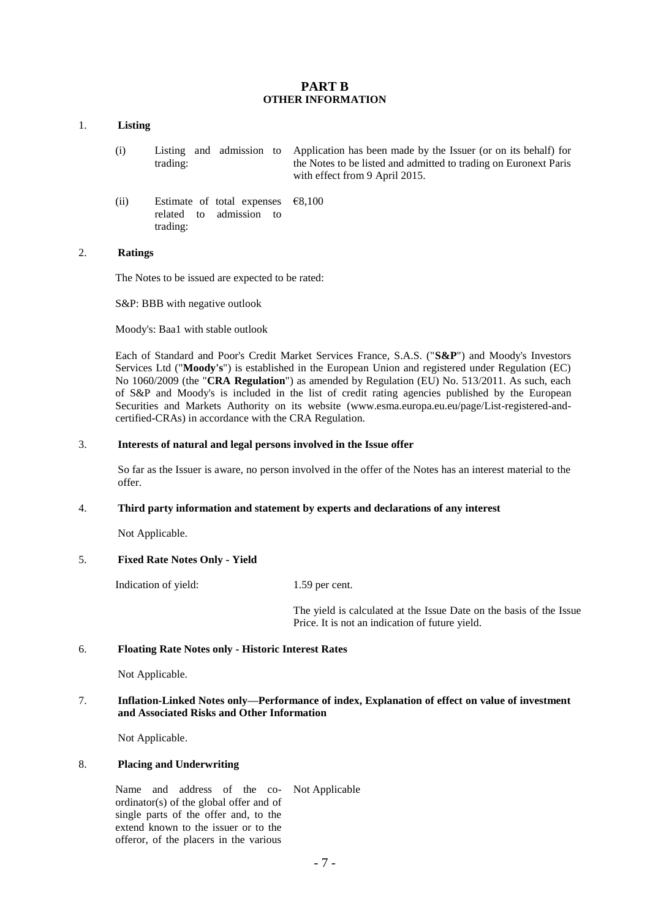# PART B
## OTHER INFORMATION

### 1. Listing

| | | |
|---|---|---|
| (i) | Listing and admission to trading: | Application has been made by the Issuer (or on its behalf) for the Notes to be listed and admitted to trading on Euronext Paris with effect from 9 April 2015. |
| (ii) | Estimate of total expenses related to admission to trading: | €8,100 |

### 2. Ratings

The Notes to be issued are expected to be rated:

S&P: BBB with negative outlook

Moody's: Baa1 with stable outlook

Each of Standard and Poor's Credit Market Services France, S.A.S. ("**S&P**") and Moody's Investors Services Ltd ("**Moody's**") is established in the European Union and registered under Regulation (EC) No 1060/2009 (the "**CRA Regulation**") as amended by Regulation (EU) No. 513/2011. As such, each of S&P and Moody's is included in the list of credit rating agencies published by the European Securities and Markets Authority on its website (www.esma.europa.eu.eu/page/List-registered-and-certified-CRAs) in accordance with the CRA Regulation.

### 3. Interests of natural and legal persons involved in the Issue offer

So far as the Issuer is aware, no person involved in the offer of the Notes has an interest material to the offer.

### 4. Third party information and statement by experts and declarations of any interest

Not Applicable.

### 5. Fixed Rate Notes Only - Yield

| | |
|---|---|
| Indication of yield: | 1.59 per cent. |
| | The yield is calculated at the Issue Date on the basis of the Issue Price. It is not an indication of future yield. |

### 6. Floating Rate Notes only - Historic Interest Rates

Not Applicable.

### 7. Inflation-Linked Notes only—Performance of index, Explanation of effect on value of investment and Associated Risks and Other Information

Not Applicable.

### 8. Placing and Underwriting

| | |
|---|---|
| Name and address of the co-ordinator(s) of the global offer and of single parts of the offer and, to the extend known to the issuer or to the offeror, of the placers in the various | Not Applicable |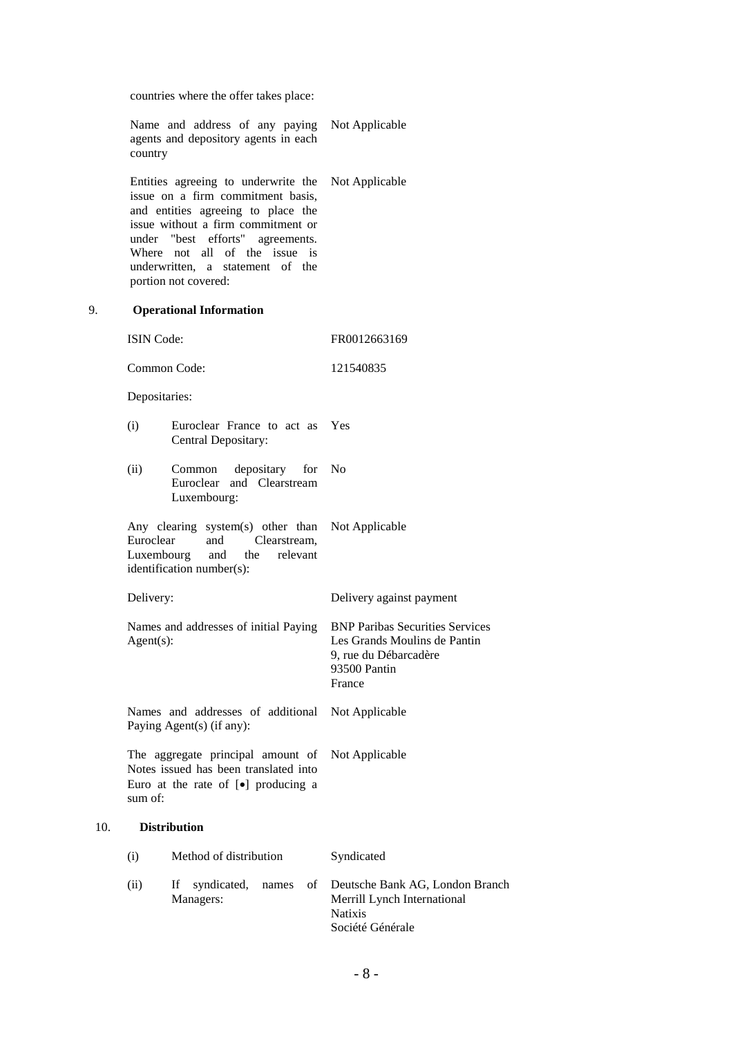| | |
|---|---|
| countries where the offer takes place: | |
| Name and address of any paying agents and depository agents in each country | Not Applicable |
| Entities agreeing to underwrite the issue on a firm commitment basis, and entities agreeing to place the issue without a firm commitment or under "best efforts" agreements. Where not all of the issue is underwritten, a statement of the portion not covered: | Not Applicable |

## 9. Operational Information

| | |
|---|---|
| ISIN Code: | FR0012663169 |
| Common Code: | 121540835 |
| Depositaries: | |
| (i) Euroclear France to act as Central Depositary: | Yes |
| (ii) Common depositary for Euroclear and Clearstream Luxembourg: | No |
| Any clearing system(s) other than Euroclear and Clearstream, Luxembourg and the relevant identification number(s): | Not Applicable |
| Delivery: | Delivery against payment |
| Names and addresses of initial Paying Agent(s): | BNP Paribas Securities Services<br>Les Grands Moulins de Pantin<br>9, rue du Débarcadère<br>93500 Pantin<br>France |
| Names and addresses of additional Paying Agent(s) (if any): | Not Applicable |
| The aggregate principal amount of Notes issued has been translated into Euro at the rate of [•] producing a sum of: | Not Applicable |

## 10. Distribution

| | |
|---|---|
| (i) Method of distribution | Syndicated |
| (ii) If syndicated, names of Managers: | Deutsche Bank AG, London Branch<br>Merrill Lynch International<br>Natixis<br>Société Générale |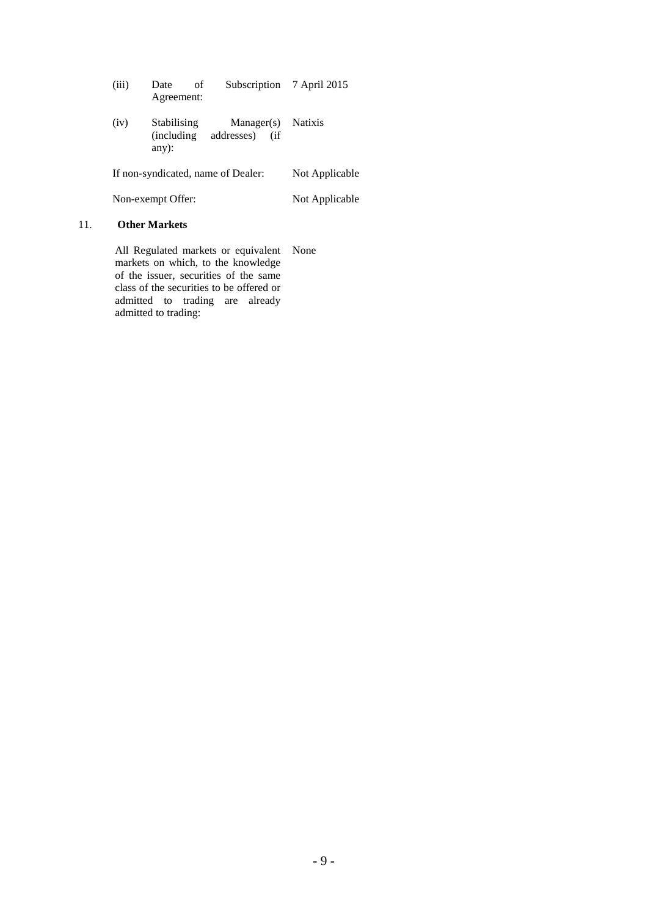| | | |
|---|---|---|
| (iii) | Date of Subscription Agreement: | 7 April 2015 |
| (iv) | Stabilising Manager(s) (including addresses) (if any): | Natixis |

| | |
|---|---|
| If non-syndicated, name of Dealer: | Not Applicable |
| Non-exempt Offer: | Not Applicable |

11. **Other Markets**

| | |
|---|---|
| All Regulated markets or equivalent markets on which, to the knowledge of the issuer, securities of the same class of the securities to be offered or admitted to trading are already admitted to trading: | None |